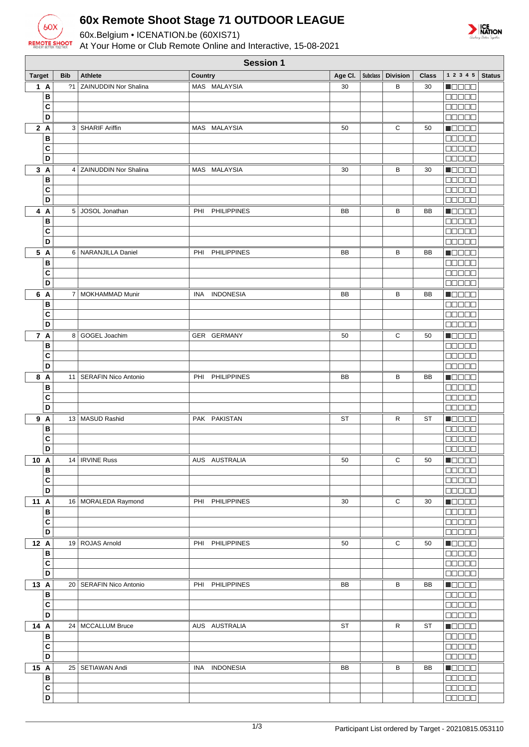# 60x Remote Shoot Stage 71 OUTDOOR LEAGUE

60x.Belgium • ICENATION.be (60XIS71)

At Your Home or Club Remote Online and Interactive, 15-08-2021

## Session 1

| Target | | Bib | Athlete | Country | Age Cl. | Subclass | Division | Class | 1 2 3 4 5 | Status |
|---|---|---|---|---|---|---|---|---|---|---|
| 1 | A | ?1 | ZAINUDDIN Nor Shalina | MAS MALAYSIA | 30 | | B | 30 | ■□□□□ | |
| | B | | | | | | | | □□□□□ | |
| | C | | | | | | | | □□□□□ | |
| | D | | | | | | | | □□□□□ | |
| 2 | A | 3 | SHARIF Ariffin | MAS MALAYSIA | 50 | | C | 50 | ■□□□□ | |
| | B | | | | | | | | □□□□□ | |
| | C | | | | | | | | □□□□□ | |
| | D | | | | | | | | □□□□□ | |
| 3 | A | 4 | ZAINUDDIN Nor Shalina | MAS MALAYSIA | 30 | | B | 30 | ■□□□□ | |
| | B | | | | | | | | □□□□□ | |
| | C | | | | | | | | □□□□□ | |
| | D | | | | | | | | □□□□□ | |
| 4 | A | 5 | JOSOL Jonathan | PHI PHILIPPINES | BB | | B | BB | ■□□□□ | |
| | B | | | | | | | | □□□□□ | |
| | C | | | | | | | | □□□□□ | |
| | D | | | | | | | | □□□□□ | |
| 5 | A | 6 | NARANJILLA Daniel | PHI PHILIPPINES | BB | | B | BB | ■□□□□ | |
| | B | | | | | | | | □□□□□ | |
| | C | | | | | | | | □□□□□ | |
| | D | | | | | | | | □□□□□ | |
| 6 | A | 7 | MOKHAMMAD Munir | INA INDONESIA | BB | | B | BB | ■□□□□ | |
| | B | | | | | | | | □□□□□ | |
| | C | | | | | | | | □□□□□ | |
| | D | | | | | | | | □□□□□ | |
| 7 | A | 8 | GOGEL Joachim | GER GERMANY | 50 | | C | 50 | ■□□□□ | |
| | B | | | | | | | | □□□□□ | |
| | C | | | | | | | | □□□□□ | |
| | D | | | | | | | | □□□□□ | |
| 8 | A | 11 | SERAFIN Nico Antonio | PHI PHILIPPINES | BB | | B | BB | ■□□□□ | |
| | B | | | | | | | | □□□□□ | |
| | C | | | | | | | | □□□□□ | |
| | D | | | | | | | | □□□□□ | |
| 9 | A | 13 | MASUD Rashid | PAK PAKISTAN | ST | | R | ST | ■□□□□ | |
| | B | | | | | | | | □□□□□ | |
| | C | | | | | | | | □□□□□ | |
| | D | | | | | | | | □□□□□ | |
| 10 | A | 14 | IRVINE Russ | AUS AUSTRALIA | 50 | | C | 50 | ■□□□□ | |
| | B | | | | | | | | □□□□□ | |
| | C | | | | | | | | □□□□□ | |
| | D | | | | | | | | □□□□□ | |
| 11 | A | 16 | MORALEDA Raymond | PHI PHILIPPINES | 30 | | C | 30 | ■□□□□ | |
| | B | | | | | | | | □□□□□ | |
| | C | | | | | | | | □□□□□ | |
| | D | | | | | | | | □□□□□ | |
| 12 | A | 19 | ROJAS Arnold | PHI PHILIPPINES | 50 | | C | 50 | ■□□□□ | |
| | B | | | | | | | | □□□□□ | |
| | C | | | | | | | | □□□□□ | |
| | D | | | | | | | | □□□□□ | |
| 13 | A | 20 | SERAFIN Nico Antonio | PHI PHILIPPINES | BB | | B | BB | ■□□□□ | |
| | B | | | | | | | | □□□□□ | |
| | C | | | | | | | | □□□□□ | |
| | D | | | | | | | | □□□□□ | |
| 14 | A | 24 | MCCALLUM Bruce | AUS AUSTRALIA | ST | | R | ST | ■□□□□ | |
| | B | | | | | | | | □□□□□ | |
| | C | | | | | | | | □□□□□ | |
| | D | | | | | | | | □□□□□ | |
| 15 | A | 25 | SETIAWAN Andi | INA INDONESIA | BB | | B | BB | ■□□□□ | |
| | B | | | | | | | | □□□□□ | |
| | C | | | | | | | | □□□□□ | |
| | D | | | | | | | | □□□□□ | |

Participant List ordered by Target - 20210815.053110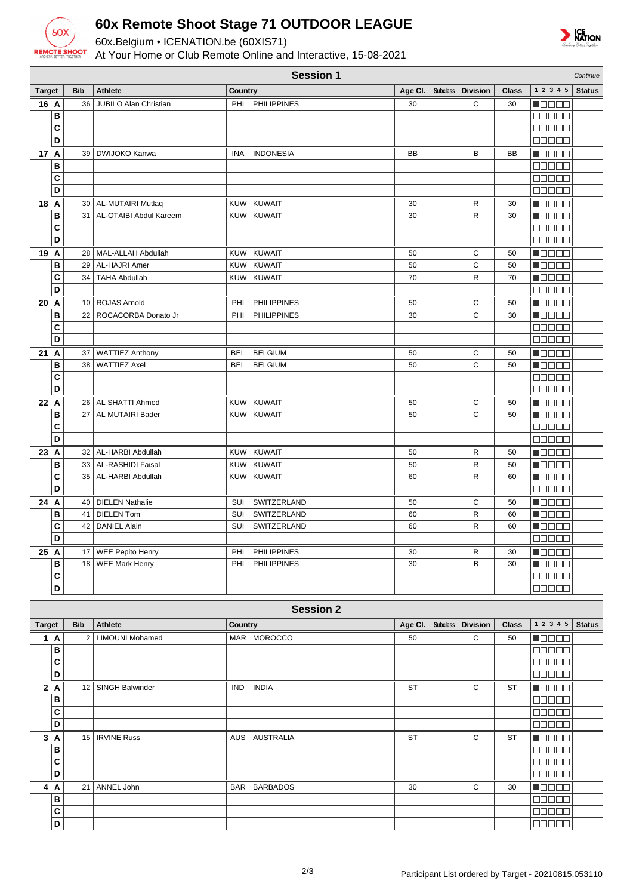# 60x Remote Shoot Stage 71 OUTDOOR LEAGUE

60x.Belgium • ICENATION.be (60XIS71)

At Your Home or Club Remote Online and Interactive, 15-08-2021

## Session 1

*Continue*

| Target | | Bib | Athlete | Country | Age Cl. | Subclass | Division | Class | 1 2 3 4 5 | Status |
|---|---|---|---|---|---|---|---|---|---|---|
| 16 | A | 36 | JUBILO Alan Christian | PHI PHILIPPINES | 30 | | C | 30 | ■□□□□ | |
| | B | | | | | | | | □□□□□ | |
| | C | | | | | | | | □□□□□ | |
| | D | | | | | | | | □□□□□ | |
| 17 | A | 39 | DWIJOKO Kanwa | INA INDONESIA | BB | | B | BB | ■□□□□ | |
| | B | | | | | | | | □□□□□ | |
| | C | | | | | | | | □□□□□ | |
| | D | | | | | | | | □□□□□ | |
| 18 | A | 30 | AL-MUTAIRI Mutlaq | KUW KUWAIT | 30 | | R | 30 | ■□□□□ | |
| | B | 31 | AL-OTAIBI Abdul Kareem | KUW KUWAIT | 30 | | R | 30 | ■□□□□ | |
| | C | | | | | | | | □□□□□ | |
| | D | | | | | | | | □□□□□ | |
| 19 | A | 28 | MAL-ALLAH Abdullah | KUW KUWAIT | 50 | | C | 50 | ■□□□□ | |
| | B | 29 | AL-HAJRI Amer | KUW KUWAIT | 50 | | C | 50 | ■□□□□ | |
| | C | 34 | TAHA Abdullah | KUW KUWAIT | 70 | | R | 70 | ■□□□□ | |
| | D | | | | | | | | □□□□□ | |
| 20 | A | 10 | ROJAS Arnold | PHI PHILIPPINES | 50 | | C | 50 | ■□□□□ | |
| | B | 22 | ROCACORBA Donato Jr | PHI PHILIPPINES | 30 | | C | 30 | ■□□□□ | |
| | C | | | | | | | | □□□□□ | |
| | D | | | | | | | | □□□□□ | |
| 21 | A | 37 | WATTIEZ Anthony | BEL BELGIUM | 50 | | C | 50 | ■□□□□ | |
| | B | 38 | WATTIEZ Axel | BEL BELGIUM | 50 | | C | 50 | ■□□□□ | |
| | C | | | | | | | | □□□□□ | |
| | D | | | | | | | | □□□□□ | |
| 22 | A | 26 | AL SHATTI Ahmed | KUW KUWAIT | 50 | | C | 50 | ■□□□□ | |
| | B | 27 | AL MUTAIRI Bader | KUW KUWAIT | 50 | | C | 50 | ■□□□□ | |
| | C | | | | | | | | □□□□□ | |
| | D | | | | | | | | □□□□□ | |
| 23 | A | 32 | AL-HARBI Abdullah | KUW KUWAIT | 50 | | R | 50 | ■□□□□ | |
| | B | 33 | AL-RASHIDI Faisal | KUW KUWAIT | 50 | | R | 50 | ■□□□□ | |
| | C | 35 | AL-HARBI Abdullah | KUW KUWAIT | 60 | | R | 60 | ■□□□□ | |
| | D | | | | | | | | □□□□□ | |
| 24 | A | 40 | DIELEN Nathalie | SUI SWITZERLAND | 50 | | C | 50 | ■□□□□ | |
| | B | 41 | DIELEN Tom | SUI SWITZERLAND | 60 | | R | 60 | ■□□□□ | |
| | C | 42 | DANIEL Alain | SUI SWITZERLAND | 60 | | R | 60 | ■□□□□ | |
| | D | | | | | | | | □□□□□ | |
| 25 | A | 17 | WEE Pepito Henry | PHI PHILIPPINES | 30 | | R | 30 | ■□□□□ | |
| | B | 18 | WEE Mark Henry | PHI PHILIPPINES | 30 | | B | 30 | ■□□□□ | |
| | C | | | | | | | | □□□□□ | |
| | D | | | | | | | | □□□□□ | |

## Session 2

| Target | | Bib | Athlete | Country | Age Cl. | Subclass | Division | Class | 1 2 3 4 5 | Status |
|---|---|---|---|---|---|---|---|---|---|---|
| 1 | A | 2 | LIMOUNI Mohamed | MAR MOROCCO | 50 | | C | 50 | ■□□□□ | |
| | B | | | | | | | | □□□□□ | |
| | C | | | | | | | | □□□□□ | |
| | D | | | | | | | | □□□□□ | |
| 2 | A | 12 | SINGH Balwinder | IND INDIA | ST | | C | ST | ■□□□□ | |
| | B | | | | | | | | □□□□□ | |
| | C | | | | | | | | □□□□□ | |
| | D | | | | | | | | □□□□□ | |
| 3 | A | 15 | IRVINE Russ | AUS AUSTRALIA | ST | | C | ST | ■□□□□ | |
| | B | | | | | | | | □□□□□ | |
| | C | | | | | | | | □□□□□ | |
| | D | | | | | | | | □□□□□ | |
| 4 | A | 21 | ANNEL John | BAR BARBADOS | 30 | | C | 30 | ■□□□□ | |
| | B | | | | | | | | □□□□□ | |
| | C | | | | | | | | □□□□□ | |
| | D | | | | | | | | □□□□□ | |

Participant List ordered by Target - 20210815.053110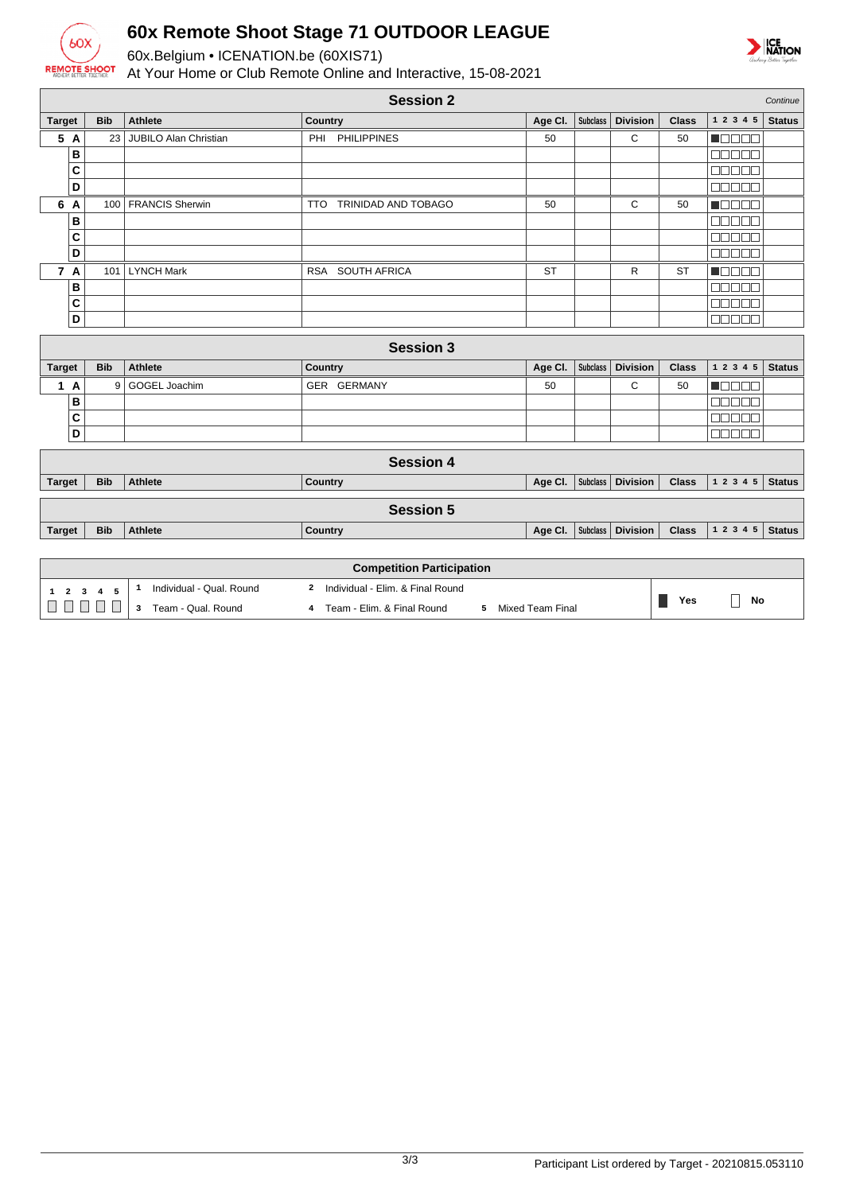# 60x Remote Shoot Stage 71 OUTDOOR LEAGUE

60x.Belgium • ICENATION.be (60XIS71)

At Your Home or Club Remote Online and Interactive, 15-08-2021

## Session 2

*Continue*

| Target | Bib | Athlete | Country | Age Cl. | Subclass | Division | Class | 1 2 3 4 5 | Status |
|---|---|---|---|---|---|---|---|---|---|
| 5 A | 23 | JUBILO Alan Christian | PHI PHILIPPINES | 50 | | C | 50 | ■□□□□ | |
| B | | | | | | | | □□□□□ | |
| C | | | | | | | | □□□□□ | |
| D | | | | | | | | □□□□□ | |
| 6 A | 100 | FRANCIS Sherwin | TTO TRINIDAD AND TOBAGO | 50 | | C | 50 | ■□□□□ | |
| B | | | | | | | | □□□□□ | |
| C | | | | | | | | □□□□□ | |
| D | | | | | | | | □□□□□ | |
| 7 A | 101 | LYNCH Mark | RSA SOUTH AFRICA | ST | | R | ST | ■□□□□ | |
| B | | | | | | | | □□□□□ | |
| C | | | | | | | | □□□□□ | |
| D | | | | | | | | □□□□□ | |

## Session 3

| Target | Bib | Athlete | Country | Age Cl. | Subclass | Division | Class | 1 2 3 4 5 | Status |
|---|---|---|---|---|---|---|---|---|---|
| 1 A | 9 | GOGEL Joachim | GER GERMANY | 50 | | C | 50 | ■□□□□ | |
| B | | | | | | | | □□□□□ | |
| C | | | | | | | | □□□□□ | |
| D | | | | | | | | □□□□□ | |

## Session 4

| Target | Bib | Athlete | Country | Age Cl. | Subclass | Division | Class | 1 2 3 4 5 | Status |
|---|---|---|---|---|---|---|---|---|---|

## Session 5

| Target | Bib | Athlete | Country | Age Cl. | Subclass | Division | Class | 1 2 3 4 5 | Status |
|---|---|---|---|---|---|---|---|---|---|

## Competition Participation

| 1 2 3 4 5 | | | | |
|---|---|---|---|---|
| □ □ □ □ □ | 1 Individual - Qual. Round | 2 Individual - Elim. & Final Round | | ■ Yes □ No |
| | 3 Team - Qual. Round | 4 Team - Elim. & Final Round | 5 Mixed Team Final | |

Participant List ordered by Target - 20210815.053110